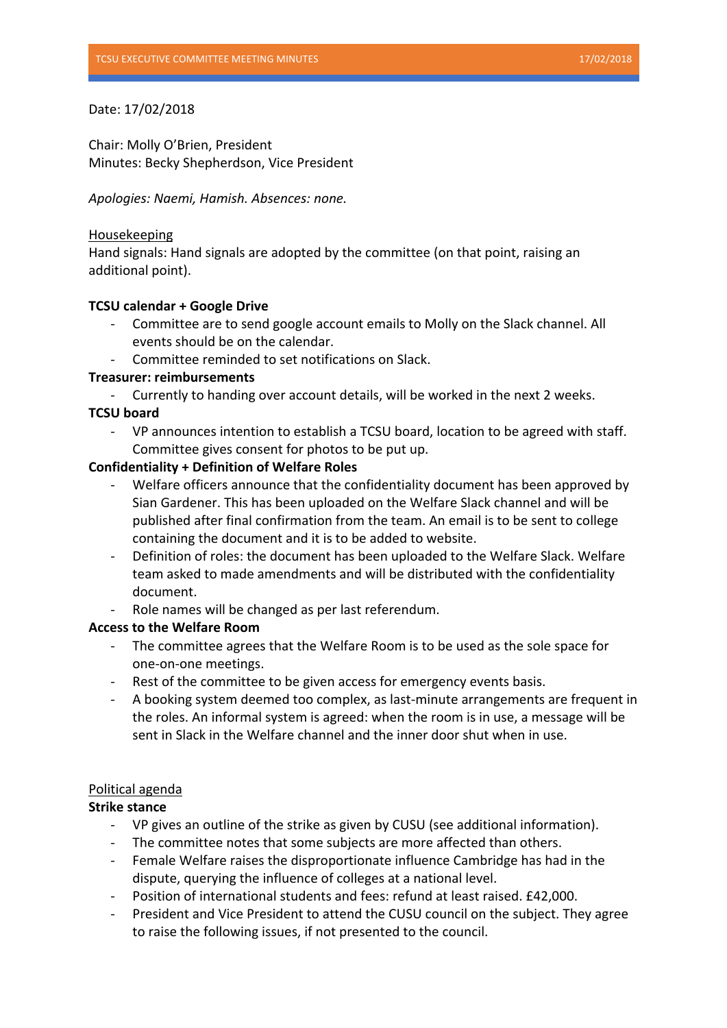Date: 17/02/2018

Chair: Molly O'Brien, President
Minutes: Becky Shepherdson, Vice President

*Apologies: Naemi, Hamish. Absences: none.*

<u>Housekeeping</u>

Hand signals: Hand signals are adopted by the committee (on that point, raising an additional point).

**TCSU calendar + Google Drive**

- Committee are to send google account emails to Molly on the Slack channel. All events should be on the calendar.
- Committee reminded to set notifications on Slack.

**Treasurer: reimbursements**

- Currently to handing over account details, will be worked in the next 2 weeks.

**TCSU board**

- VP announces intention to establish a TCSU board, location to be agreed with staff. Committee gives consent for photos to be put up.

**Confidentiality + Definition of Welfare Roles**

- Welfare officers announce that the confidentiality document has been approved by Sian Gardener. This has been uploaded on the Welfare Slack channel and will be published after final confirmation from the team. An email is to be sent to college containing the document and it is to be added to website.
- Definition of roles: the document has been uploaded to the Welfare Slack. Welfare team asked to made amendments and will be distributed with the confidentiality document.
- Role names will be changed as per last referendum.

**Access to the Welfare Room**

- The committee agrees that the Welfare Room is to be used as the sole space for one-on-one meetings.
- Rest of the committee to be given access for emergency events basis.
- A booking system deemed too complex, as last-minute arrangements are frequent in the roles. An informal system is agreed: when the room is in use, a message will be sent in Slack in the Welfare channel and the inner door shut when in use.

<u>Political agenda</u>

**Strike stance**

- VP gives an outline of the strike as given by CUSU (see additional information).
- The committee notes that some subjects are more affected than others.
- Female Welfare raises the disproportionate influence Cambridge has had in the dispute, querying the influence of colleges at a national level.
- Position of international students and fees: refund at least raised. £42,000.
- President and Vice President to attend the CUSU council on the subject. They agree to raise the following issues, if not presented to the council.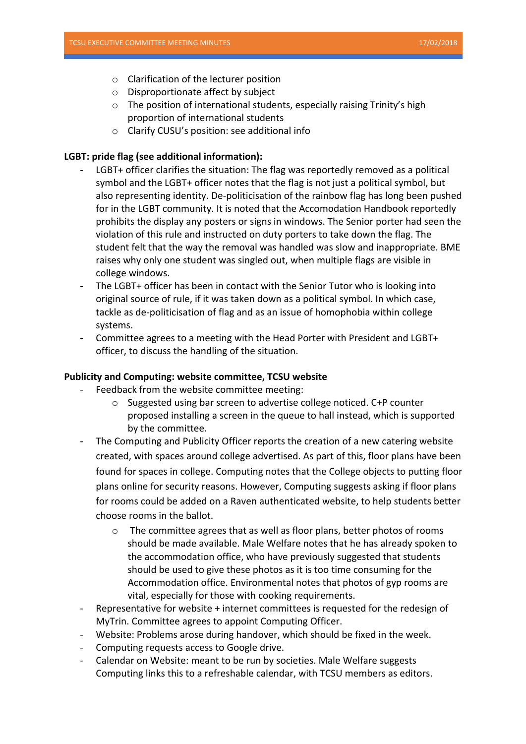- Clarification of the lecturer position
- Disproportionate affect by subject
- The position of international students, especially raising Trinity's high proportion of international students
- Clarify CUSU's position: see additional info

**LGBT: pride flag (see additional information):**

- LGBT+ officer clarifies the situation: The flag was reportedly removed as a political symbol and the LGBT+ officer notes that the flag is not just a political symbol, but also representing identity. De-politicisation of the rainbow flag has long been pushed for in the LGBT community. It is noted that the Accomodation Handbook reportedly prohibits the display any posters or signs in windows. The Senior porter had seen the violation of this rule and instructed on duty porters to take down the flag. The student felt that the way the removal was handled was slow and inappropriate. BME raises why only one student was singled out, when multiple flags are visible in college windows.
- The LGBT+ officer has been in contact with the Senior Tutor who is looking into original source of rule, if it was taken down as a political symbol. In which case, tackle as de-politicisation of flag and as an issue of homophobia within college systems.
- Committee agrees to a meeting with the Head Porter with President and LGBT+ officer, to discuss the handling of the situation.

**Publicity and Computing: website committee, TCSU website**

- Feedback from the website committee meeting:
    - Suggested using bar screen to advertise college noticed. C+P counter proposed installing a screen in the queue to hall instead, which is supported by the committee.
- The Computing and Publicity Officer reports the creation of a new catering website created, with spaces around college advertised. As part of this, floor plans have been found for spaces in college. Computing notes that the College objects to putting floor plans online for security reasons. However, Computing suggests asking if floor plans for rooms could be added on a Raven authenticated website, to help students better choose rooms in the ballot.
    - The committee agrees that as well as floor plans, better photos of rooms should be made available. Male Welfare notes that he has already spoken to the accommodation office, who have previously suggested that students should be used to give these photos as it is too time consuming for the Accommodation office. Environmental notes that photos of gyp rooms are vital, especially for those with cooking requirements.
- Representative for website + internet committees is requested for the redesign of MyTrin. Committee agrees to appoint Computing Officer.
- Website: Problems arose during handover, which should be fixed in the week.
- Computing requests access to Google drive.
- Calendar on Website: meant to be run by societies. Male Welfare suggests Computing links this to a refreshable calendar, with TCSU members as editors.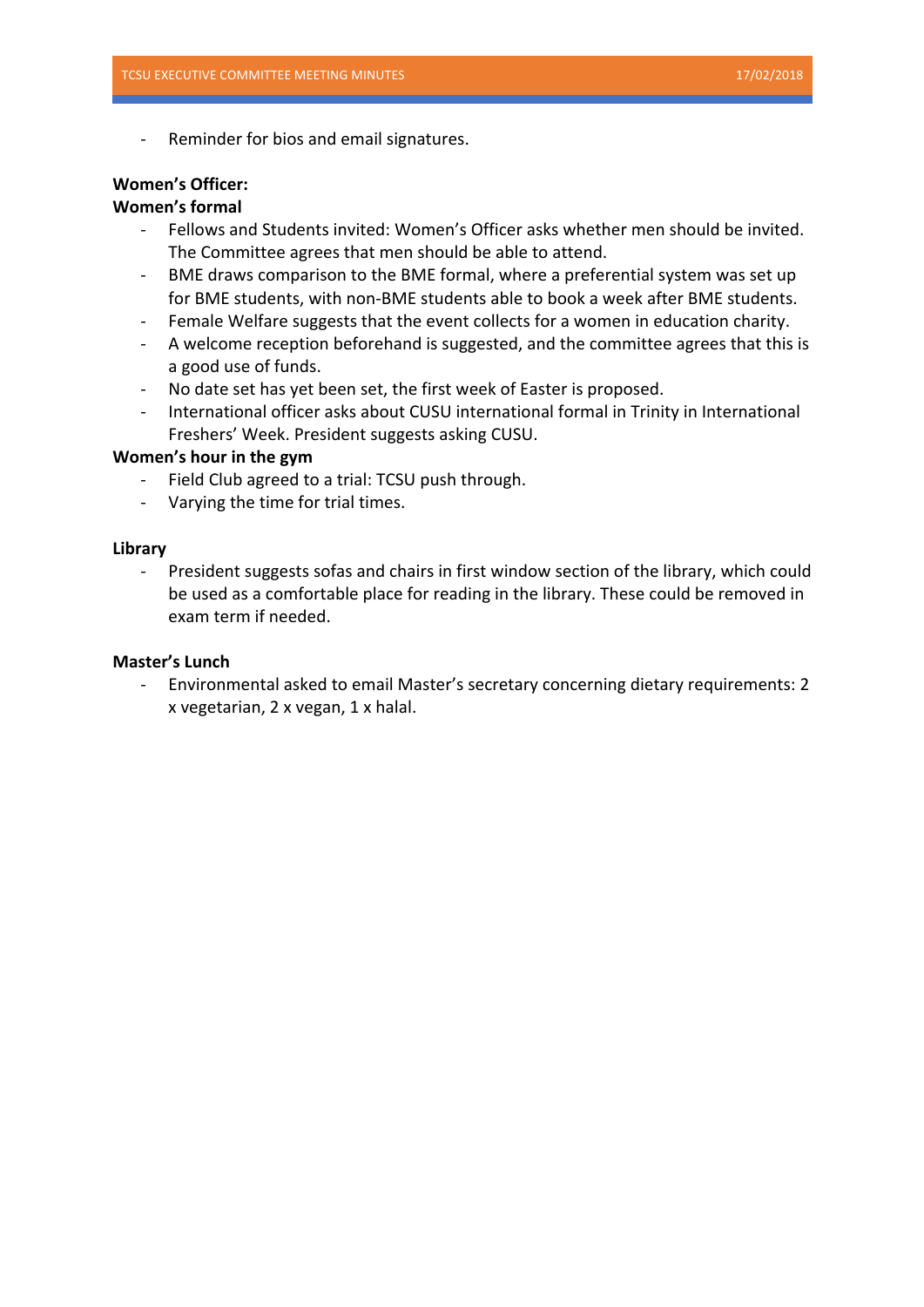- Reminder for bios and email signatures.

**Women's Officer:**

**Women's formal**

- Fellows and Students invited: Women's Officer asks whether men should be invited. The Committee agrees that men should be able to attend.
- BME draws comparison to the BME formal, where a preferential system was set up for BME students, with non-BME students able to book a week after BME students.
- Female Welfare suggests that the event collects for a women in education charity.
- A welcome reception beforehand is suggested, and the committee agrees that this is a good use of funds.
- No date set has yet been set, the first week of Easter is proposed.
- International officer asks about CUSU international formal in Trinity in International Freshers' Week. President suggests asking CUSU.

**Women's hour in the gym**

- Field Club agreed to a trial: TCSU push through.
- Varying the time for trial times.

**Library**

- President suggests sofas and chairs in first window section of the library, which could be used as a comfortable place for reading in the library. These could be removed in exam term if needed.

**Master's Lunch**

- Environmental asked to email Master's secretary concerning dietary requirements: 2 x vegetarian, 2 x vegan, 1 x halal.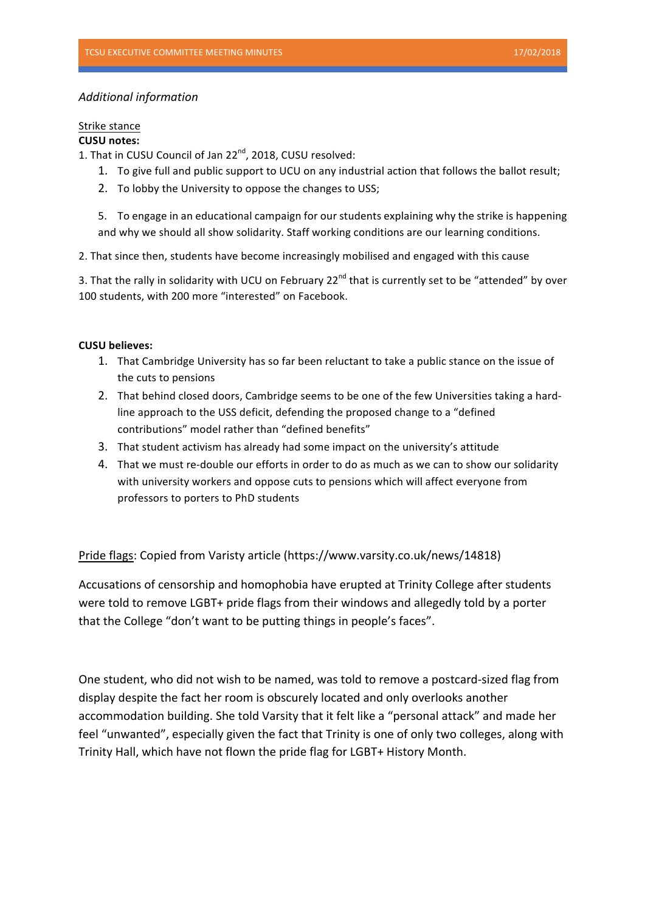*Additional information*

Strike stance

**CUSU notes:**

1. That in CUSU Council of Jan 22nd, 2018, CUSU resolved:
   1. To give full and public support to UCU on any industrial action that follows the ballot result;
   2. To lobby the University to oppose the changes to USS;

   5. To engage in an educational campaign for our students explaining why the strike is happening and why we should all show solidarity. Staff working conditions are our learning conditions.

2. That since then, students have become increasingly mobilised and engaged with this cause

3. That the rally in solidarity with UCU on February 22nd that is currently set to be "attended" by over 100 students, with 200 more "interested" on Facebook.

**CUSU believes:**

1. That Cambridge University has so far been reluctant to take a public stance on the issue of the cuts to pensions
2. That behind closed doors, Cambridge seems to be one of the few Universities taking a hard-line approach to the USS deficit, defending the proposed change to a "defined contributions" model rather than "defined benefits"
3. That student activism has already had some impact on the university's attitude
4. That we must re-double our efforts in order to do as much as we can to show our solidarity with university workers and oppose cuts to pensions which will affect everyone from professors to porters to PhD students

Pride flags: Copied from Varisty article (https://www.varsity.co.uk/news/14818)

Accusations of censorship and homophobia have erupted at Trinity College after students were told to remove LGBT+ pride flags from their windows and allegedly told by a porter that the College "don't want to be putting things in people's faces".

One student, who did not wish to be named, was told to remove a postcard-sized flag from display despite the fact her room is obscurely located and only overlooks another accommodation building. She told Varsity that it felt like a "personal attack" and made her feel "unwanted", especially given the fact that Trinity is one of only two colleges, along with Trinity Hall, which have not flown the pride flag for LGBT+ History Month.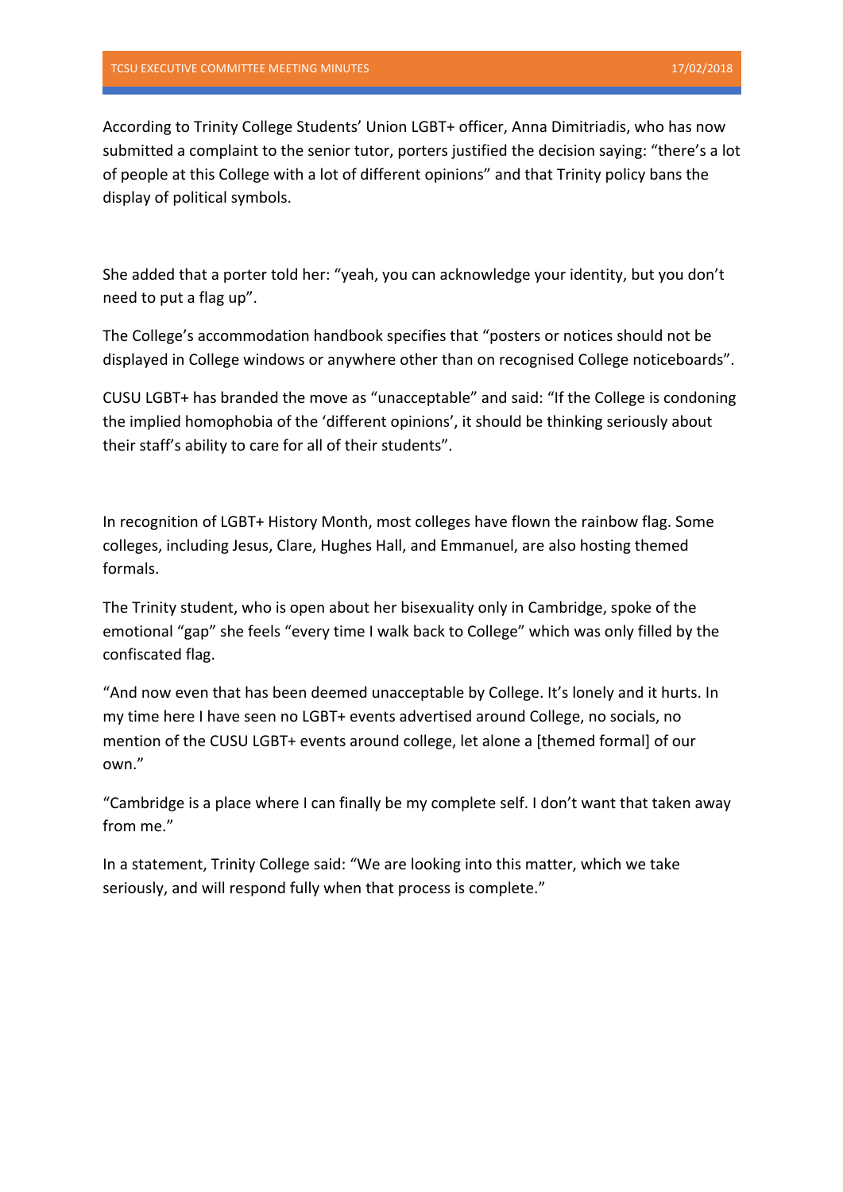According to Trinity College Students' Union LGBT+ officer, Anna Dimitriadis, who has now submitted a complaint to the senior tutor, porters justified the decision saying: "there's a lot of people at this College with a lot of different opinions" and that Trinity policy bans the display of political symbols.

She added that a porter told her: "yeah, you can acknowledge your identity, but you don't need to put a flag up".

The College's accommodation handbook specifies that "posters or notices should not be displayed in College windows or anywhere other than on recognised College noticeboards".

CUSU LGBT+ has branded the move as "unacceptable" and said: "If the College is condoning the implied homophobia of the 'different opinions', it should be thinking seriously about their staff's ability to care for all of their students".

In recognition of LGBT+ History Month, most colleges have flown the rainbow flag. Some colleges, including Jesus, Clare, Hughes Hall, and Emmanuel, are also hosting themed formals.

The Trinity student, who is open about her bisexuality only in Cambridge, spoke of the emotional "gap" she feels "every time I walk back to College" which was only filled by the confiscated flag.

"And now even that has been deemed unacceptable by College. It's lonely and it hurts. In my time here I have seen no LGBT+ events advertised around College, no socials, no mention of the CUSU LGBT+ events around college, let alone a [themed formal] of our own."

"Cambridge is a place where I can finally be my complete self. I don't want that taken away from me."

In a statement, Trinity College said: "We are looking into this matter, which we take seriously, and will respond fully when that process is complete."